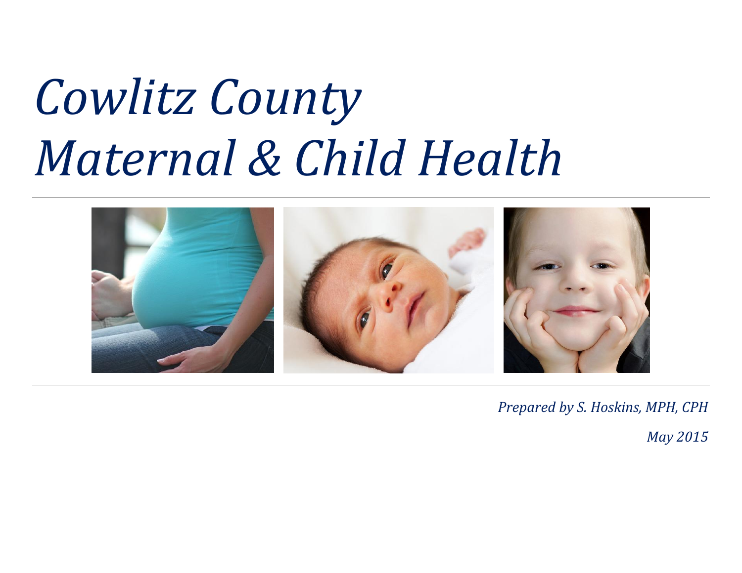# *Cowlitz County Maternal & Child Health*

*Prepared by S. Hoskins, MPH, CPH*

*May 2015*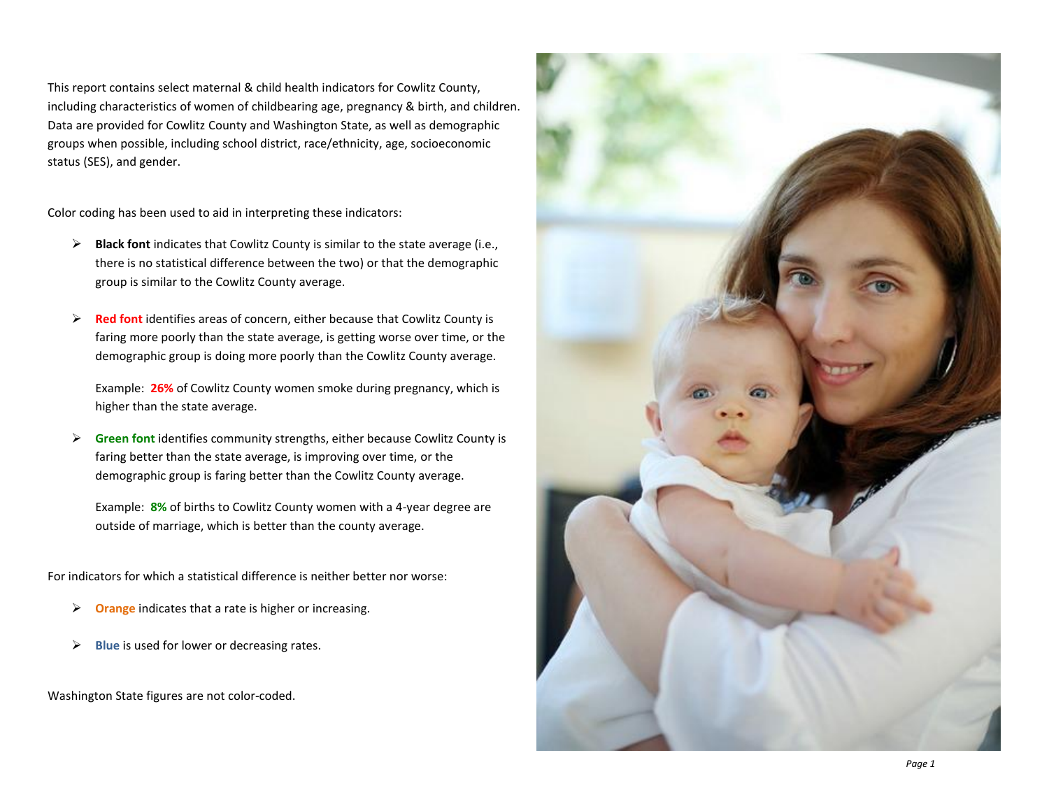This report contains select maternal & child health indicators for Cowlitz County, including characteristics of women of childbearing age, pregnancy & birth, and children. Data are provided for Cowlitz County and Washington State, as well as demographic groups when possible, including school district, race/ethnicity, age, socioeconomic status (SES), and gender.

Color coding has been used to aid in interpreting these indicators:

- **Black font** indicates that Cowlitz County is similar to the state average (i.e., there is no statistical difference between the two) or that the demographic group is similar to the Cowlitz County average.

- **Red font** identifies areas of concern, either because that Cowlitz County is faring more poorly than the state average, is getting worse over time, or the demographic group is doing more poorly than the Cowlitz County average.

  Example: **26%** of Cowlitz County women smoke during pregnancy, which is higher than the state average.

- **Green font** identifies community strengths, either because Cowlitz County is faring better than the state average, is improving over time, or the demographic group is faring better than the Cowlitz County average.

  Example: **8%** of births to Cowlitz County women with a 4-year degree are outside of marriage, which is better than the county average.

For indicators for which a statistical difference is neither better nor worse:

- **Orange** indicates that a rate is higher or increasing.

- **Blue** is used for lower or decreasing rates.

Washington State figures are not color-coded.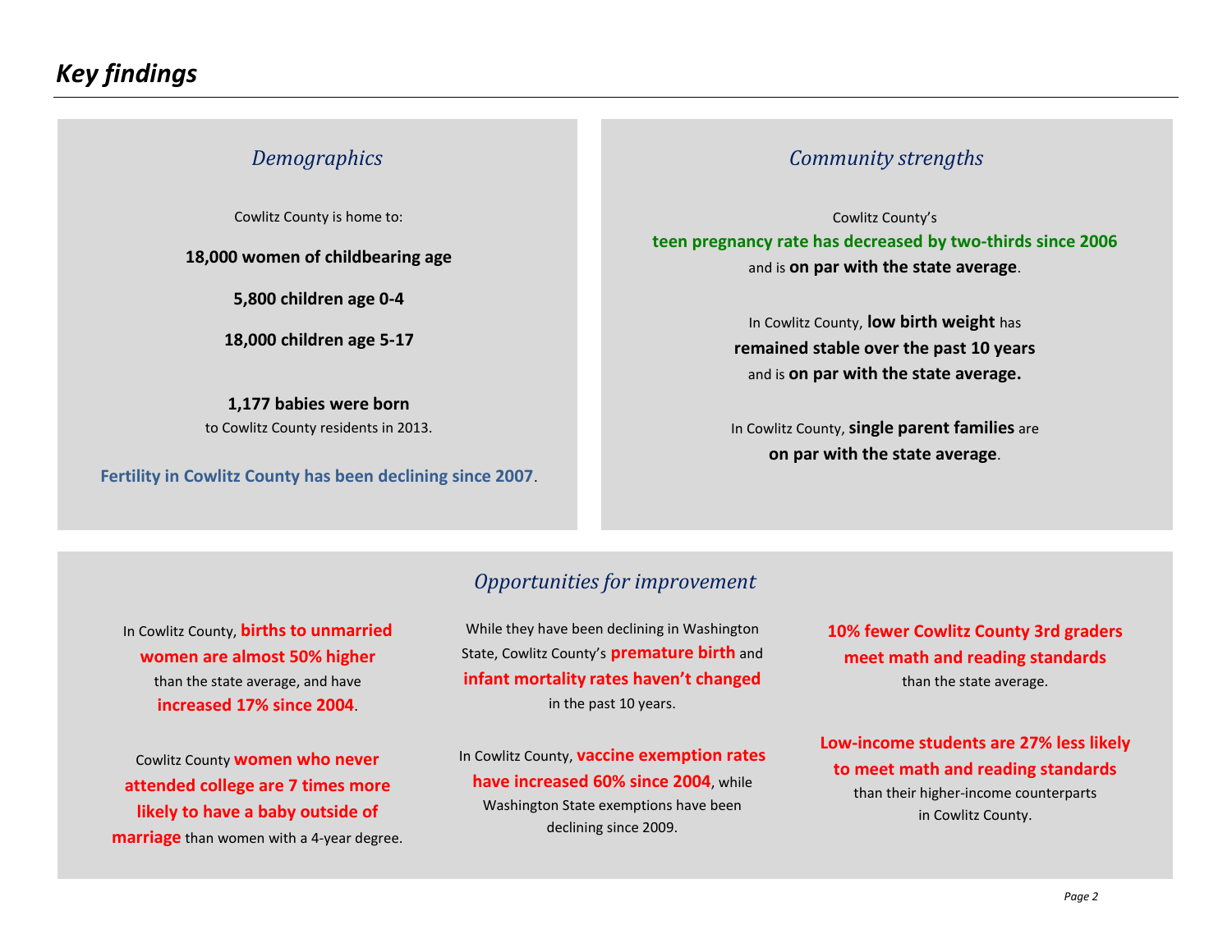# *Key findings*

## *Demographics*

Cowlitz County is home to:

**18,000 women of childbearing age**

**5,800 children age 0-4**

**18,000 children age 5-17**

**1,177 babies were born** to Cowlitz County residents in 2013.

**Fertility in Cowlitz County has been declining since 2007**.

## *Community strengths*

Cowlitz County's **teen pregnancy rate has decreased by two-thirds since 2006** and is **on par with the state average**.

In Cowlitz County, **low birth weight** has **remained stable over the past 10 years** and is **on par with the state average.**

In Cowlitz County, **single parent families** are **on par with the state average**.

## *Opportunities for improvement*

In Cowlitz County, **births to unmarried women are almost 50% higher** than the state average, and have **increased 17% since 2004**.

Cowlitz County **women who never attended college are 7 times more likely to have a baby outside of marriage** than women with a 4-year degree.

While they have been declining in Washington State, Cowlitz County's **premature birth** and **infant mortality rates haven't changed** in the past 10 years.

In Cowlitz County, **vaccine exemption rates have increased 60% since 2004**, while Washington State exemptions have been declining since 2009.

**10% fewer Cowlitz County 3rd graders meet math and reading standards** than the state average.

**Low-income students are 27% less likely to meet math and reading standards** than their higher-income counterparts in Cowlitz County.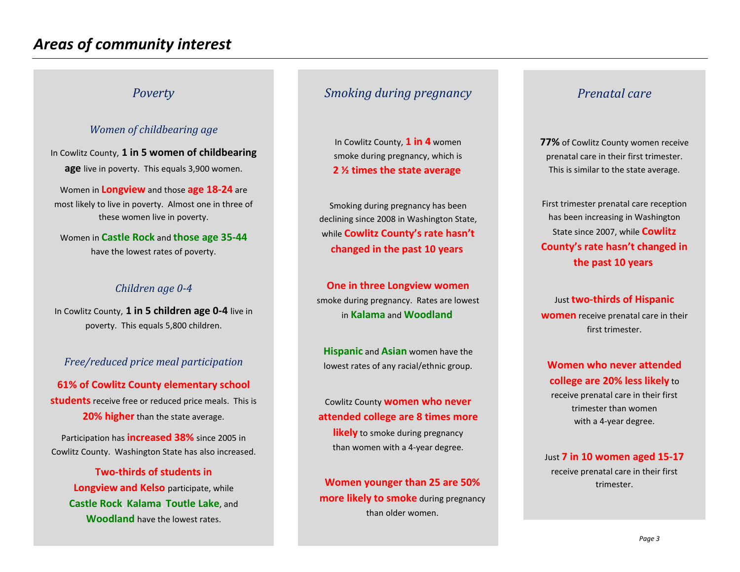# *Areas of community interest*

## *Poverty*

### *Women of childbearing age*

In Cowlitz County, **1 in 5 women of childbearing age** live in poverty. This equals 3,900 women.

Women in **Longview** and those **age 18-24** are most likely to live in poverty. Almost one in three of these women live in poverty.

Women in **Castle Rock** and **those age 35-44** have the lowest rates of poverty.

### *Children age 0-4*

In Cowlitz County, **1 in 5 children age 0-4** live in poverty. This equals 5,800 children.

### *Free/reduced price meal participation*

**61% of Cowlitz County elementary school students** receive free or reduced price meals. This is **20% higher** than the state average.

Participation has **increased 38%** since 2005 in Cowlitz County. Washington State has also increased.

**Two-thirds of students in Longview and Kelso** participate, while **Castle Rock**, **Kalama**, **Toutle Lake**, and **Woodland** have the lowest rates.

## *Smoking during pregnancy*

In Cowlitz County, **1 in 4** women smoke during pregnancy, which is **2 ½ times the state average**

Smoking during pregnancy has been declining since 2008 in Washington State, while **Cowlitz County's rate hasn't changed in the past 10 years**.

**One in three Longview women** smoke during pregnancy. Rates are lowest in **Kalama** and **Woodland**

**Hispanic** and **Asian** women have the lowest rates of any racial/ethnic group.

Cowlitz County **women who never attended college are 8 times more likely** to smoke during pregnancy than women with a 4-year degree.

**Women younger than 25 are 50% more likely to smoke** during pregnancy than older women.

## *Prenatal care*

**77%** of Cowlitz County women receive prenatal care in their first trimester. This is similar to the state average.

First trimester prenatal care reception has been increasing in Washington State since 2007, while **Cowlitz County's rate hasn't changed in the past 10 years**

Just **two-thirds of Hispanic women** receive prenatal care in their first trimester.

**Women who never attended college are 20% less likely** to receive prenatal care in their first trimester than women with a 4-year degree.

Just **7 in 10 women aged 15-17** receive prenatal care in their first trimester.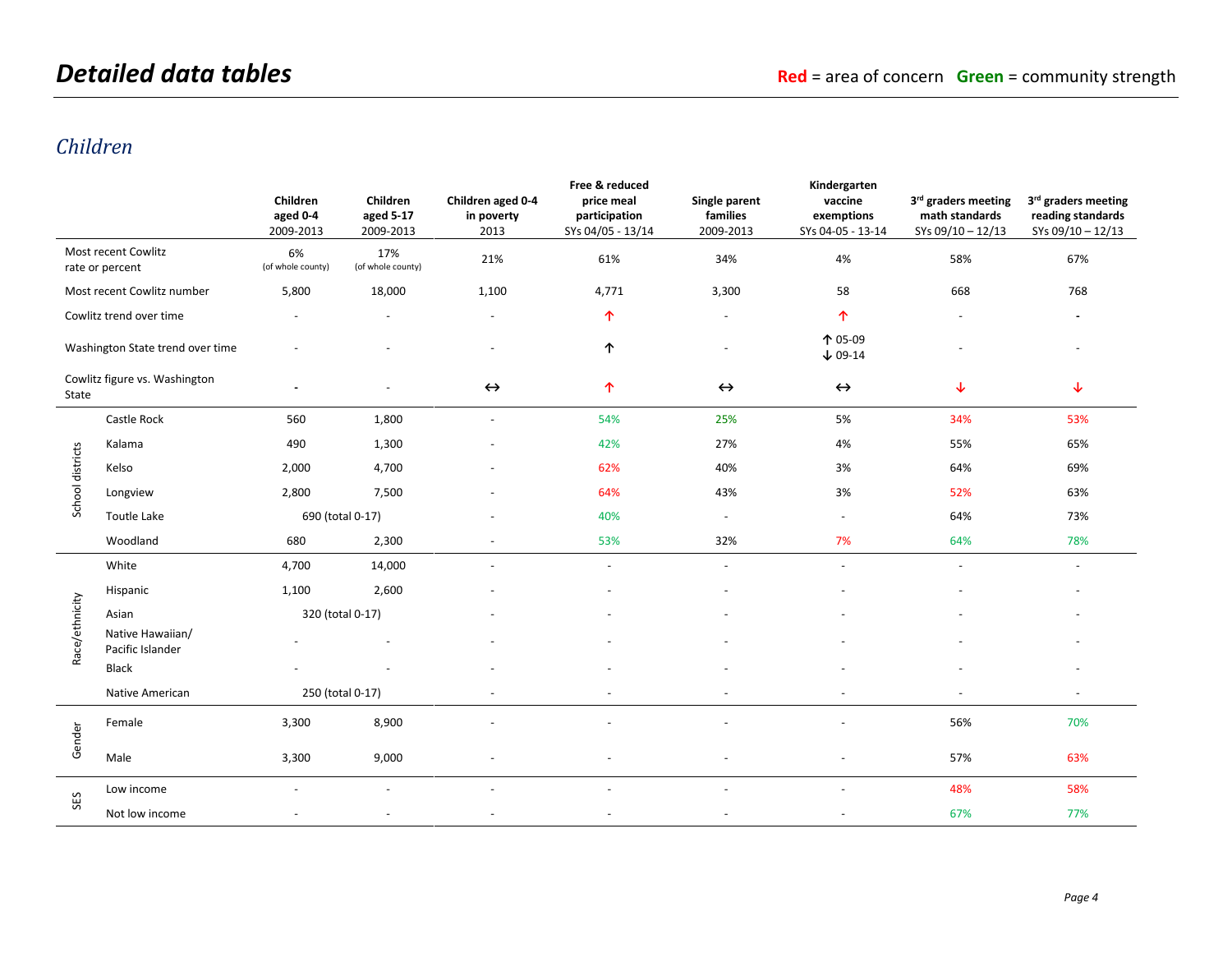# *Detailed data tables*

**Red** = area of concern **Green** = community strength

## *Children*

| | | Children aged 0-4 2009-2013 | Children aged 5-17 2009-2013 | Children aged 0-4 in poverty 2013 | Free & reduced price meal participation SYs 04/05 - 13/14 | Single parent families 2009-2013 | Kindergarten vaccine exemptions SYs 04-05 - 13-14 | 3rd graders meeting math standards SYs 09/10 – 12/13 | 3rd graders meeting reading standards SYs 09/10 – 12/13 |
|---|---|---|---|---|---|---|---|---|---|
| Most recent Cowlitz rate or percent | | 6% (of whole county) | 17% (of whole county) | 21% | 61% | 34% | 4% | 58% | 67% |
| Most recent Cowlitz number | | 5,800 | 18,000 | 1,100 | 4,771 | 3,300 | 58 | 668 | 768 |
| Cowlitz trend over time | | - | - | - | ↑ | - | ↑ | - | - |
| Washington State trend over time | | - | - | - | ↑ | - | ↑ 05-09 ↓ 09-14 | - | - |
| Cowlitz figure vs. Washington State | | - | - | ↔ | ↑ | ↔ | ↔ | ↓ | ↓ |
| School districts | Castle Rock | 560 | 1,800 | - | 54% | 25% | 5% | 34% | 53% |
| | Kalama | 490 | 1,300 | - | 42% | 27% | 4% | 55% | 65% |
| | Kelso | 2,000 | 4,700 | - | 62% | 40% | 3% | 64% | 69% |
| | Longview | 2,800 | 7,500 | - | 64% | 43% | 3% | 52% | 63% |
| | Toutle Lake | 690 (total 0-17) | | - | 40% | - | - | 64% | 73% |
| | Woodland | 680 | 2,300 | - | 53% | 32% | 7% | 64% | 78% |
| Race/ethnicity | White | 4,700 | 14,000 | - | - | - | - | - | - |
| | Hispanic | 1,100 | 2,600 | - | - | - | - | - | - |
| | Asian | 320 (total 0-17) | | - | - | - | - | - | - |
| | Native Hawaiian/ Pacific Islander | - | - | - | - | - | - | - | - |
| | Black | - | - | - | - | - | - | - | - |
| | Native American | 250 (total 0-17) | | - | - | - | - | - | - |
| Gender | Female | 3,300 | 8,900 | - | - | - | - | 56% | 70% |
| | Male | 3,300 | 9,000 | - | - | - | - | 57% | 63% |
| SES | Low income | - | - | - | - | - | - | 48% | 58% |
| | Not low income | - | - | - | - | - | - | 67% | 77% |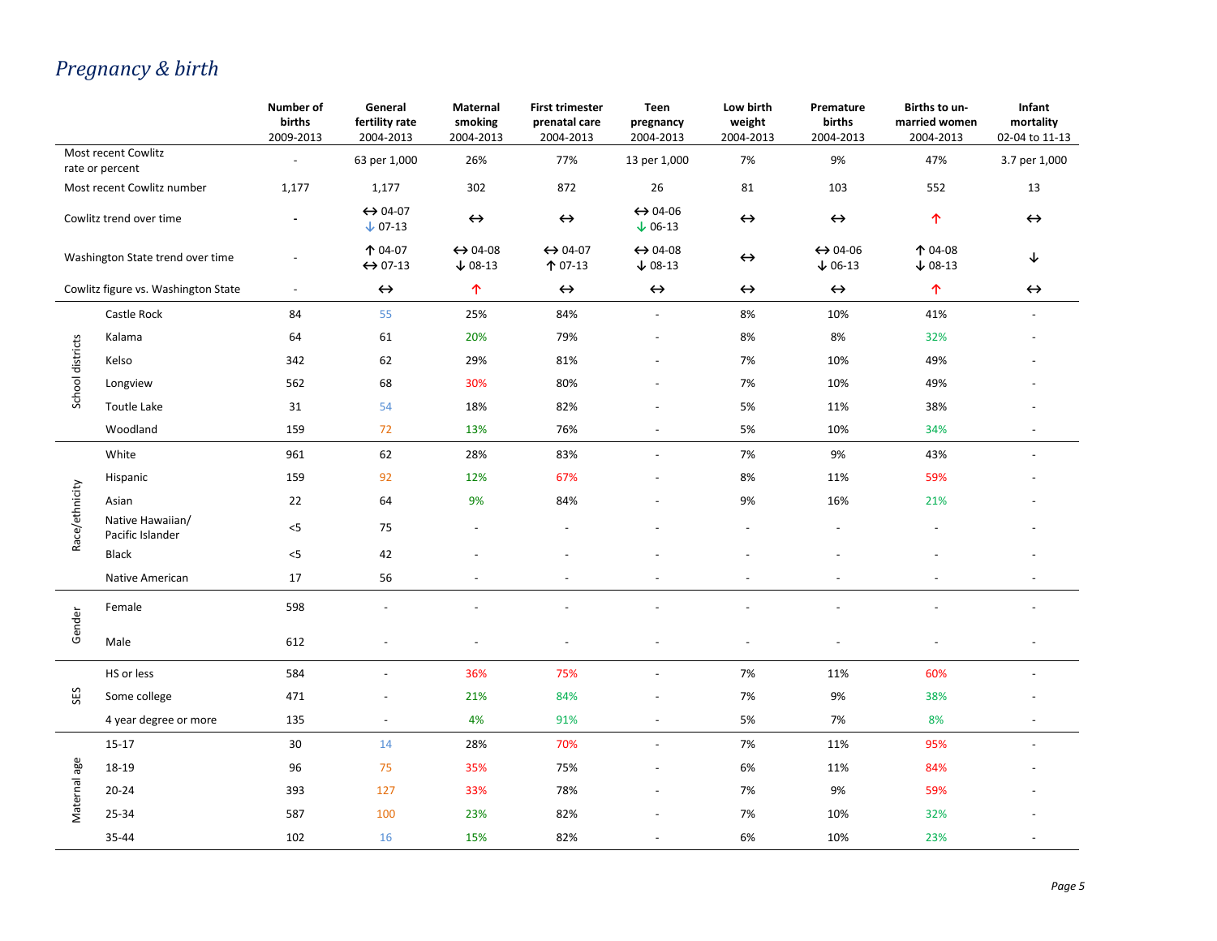# *Pregnancy & birth*

| | | Number of births 2009-2013 | General fertility rate 2004-2013 | Maternal smoking 2004-2013 | First trimester prenatal care 2004-2013 | Teen pregnancy 2004-2013 | Low birth weight 2004-2013 | Premature births 2004-2013 | Births to un-married women 2004-2013 | Infant mortality 02-04 to 11-13 |
|---|---|---|---|---|---|---|---|---|---|---|
| | Most recent Cowlitz rate or percent | - | 63 per 1,000 | 26% | 77% | 13 per 1,000 | 7% | 9% | 47% | 3.7 per 1,000 |
| | Most recent Cowlitz number | 1,177 | 1,177 | 302 | 872 | 26 | 81 | 103 | 552 | 13 |
| | Cowlitz trend over time | - | ↔ 04-07 ↓ 07-13 | ↔ | ↔ | ↔ 04-06 ↓ 06-13 | ↔ | ↔ | ↑ | ↔ |
| | Washington State trend over time | - | ↑ 04-07 ↔ 07-13 | ↔ 04-08 ↓ 08-13 | ↔ 04-07 ↑ 07-13 | ↔ 04-08 ↓ 08-13 | ↔ | ↔ 04-06 ↓ 06-13 | ↑ 04-08 ↓ 08-13 | ↓ |
| | Cowlitz figure vs. Washington State | - | ↔ | ↑ | ↔ | ↔ | ↔ | ↔ | ↑ | ↔ |
| School districts | Castle Rock | 84 | 55 | 25% | 84% | - | 8% | 10% | 41% | - |
| | Kalama | 64 | 61 | 20% | 79% | - | 8% | 8% | 32% | - |
| | Kelso | 342 | 62 | 29% | 81% | - | 7% | 10% | 49% | - |
| | Longview | 562 | 68 | 30% | 80% | - | 7% | 10% | 49% | - |
| | Toutle Lake | 31 | 54 | 18% | 82% | - | 5% | 11% | 38% | - |
| | Woodland | 159 | 72 | 13% | 76% | - | 5% | 10% | 34% | - |
| Race/ethnicity | White | 961 | 62 | 28% | 83% | - | 7% | 9% | 43% | - |
| | Hispanic | 159 | 92 | 12% | 67% | - | 8% | 11% | 59% | - |
| | Asian | 22 | 64 | 9% | 84% | - | 9% | 16% | 21% | - |
| | Native Hawaiian/ Pacific Islander | <5 | 75 | - | - | - | - | - | - | - |
| | Black | <5 | 42 | - | - | - | - | - | - | - |
| | Native American | 17 | 56 | - | - | - | - | - | - | - |
| Gender | Female | 598 | - | - | - | - | - | - | - | - |
| | Male | 612 | - | - | - | - | - | - | - | - |
| SES | HS or less | 584 | - | 36% | 75% | - | 7% | 11% | 60% | - |
| | Some college | 471 | - | 21% | 84% | - | 7% | 9% | 38% | - |
| | 4 year degree or more | 135 | - | 4% | 91% | - | 5% | 7% | 8% | - |
| Maternal age | 15-17 | 30 | 14 | 28% | 70% | - | 7% | 11% | 95% | - |
| | 18-19 | 96 | 75 | 35% | 75% | - | 6% | 11% | 84% | - |
| | 20-24 | 393 | 127 | 33% | 78% | - | 7% | 9% | 59% | - |
| | 25-34 | 587 | 100 | 23% | 82% | - | 7% | 10% | 32% | - |
| | 35-44 | 102 | 16 | 15% | 82% | - | 6% | 10% | 23% | - |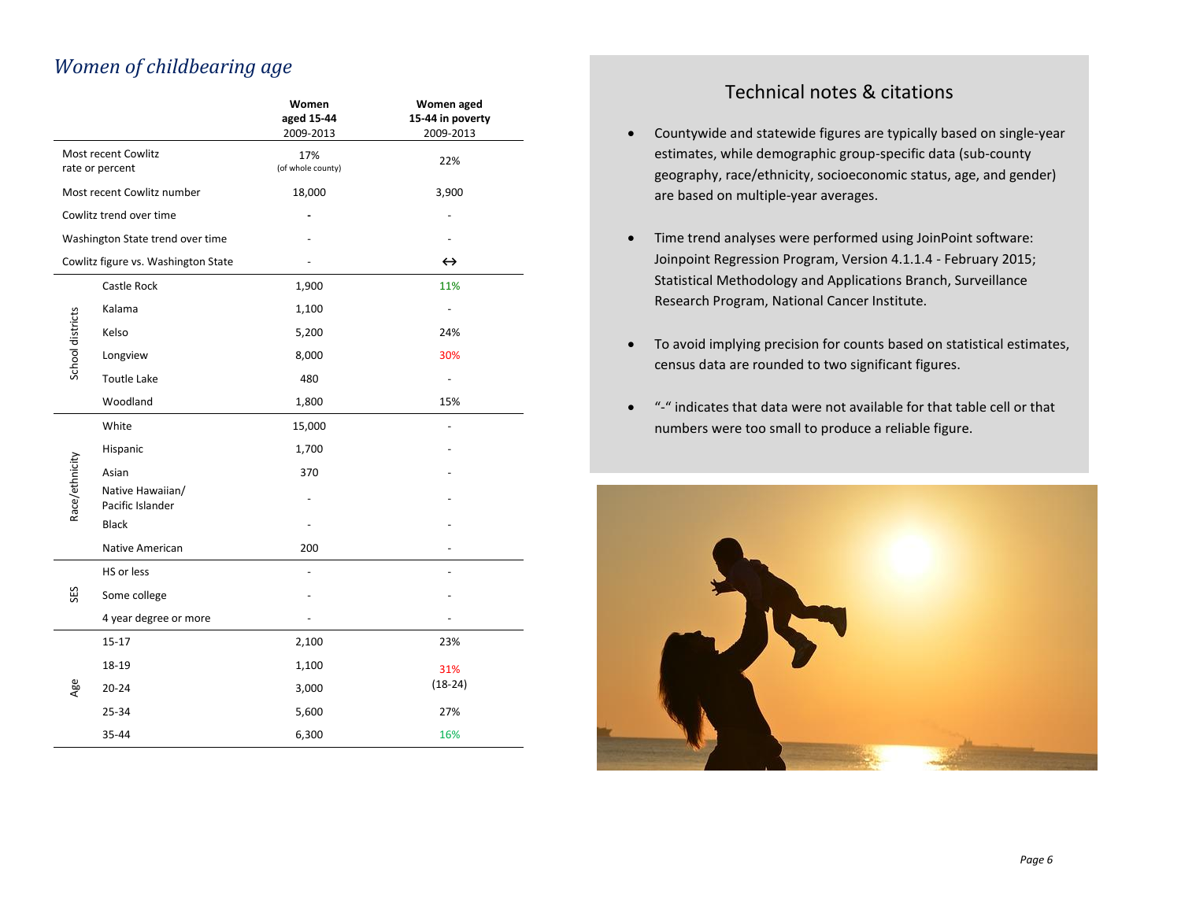## *Women of childbearing age*

| | | Women aged 15-44 2009-2013 | Women aged 15-44 in poverty 2009-2013 |
|---|---|---|---|
| Most recent Cowlitz rate or percent | | 17% (of whole county) | 22% |
| Most recent Cowlitz number | | 18,000 | 3,900 |
| Cowlitz trend over time | | - | - |
| Washington State trend over time | | - | - |
| Cowlitz figure vs. Washington State | | - | ↔ |
| School districts | Castle Rock | 1,900 | 11% |
| | Kalama | 1,100 | - |
| | Kelso | 5,200 | 24% |
| | Longview | 8,000 | 30% |
| | Toutle Lake | 480 | - |
| | Woodland | 1,800 | 15% |
| Race/ethnicity | White | 15,000 | - |
| | Hispanic | 1,700 | - |
| | Asian | 370 | - |
| | Native Hawaiian/ Pacific Islander | - | - |
| | Black | - | - |
| | Native American | 200 | - |
| SES | HS or less | - | - |
| | Some college | - | - |
| | 4 year degree or more | - | - |
| Age | 15-17 | 2,100 | 23% |
| | 18-19 | 1,100 | 31% (18-24) |
| | 20-24 | 3,000 | |
| | 25-34 | 5,600 | 27% |
| | 35-44 | 6,300 | 16% |

## Technical notes & citations

- Countywide and statewide figures are typically based on single-year estimates, while demographic group-specific data (sub-county geography, race/ethnicity, socioeconomic status, age, and gender) are based on multiple-year averages.
- Time trend analyses were performed using JoinPoint software: Joinpoint Regression Program, Version 4.1.1.4 - February 2015; Statistical Methodology and Applications Branch, Surveillance Research Program, National Cancer Institute.
- To avoid implying precision for counts based on statistical estimates, census data are rounded to two significant figures.
- "-" indicates that data were not available for that table cell or that numbers were too small to produce a reliable figure.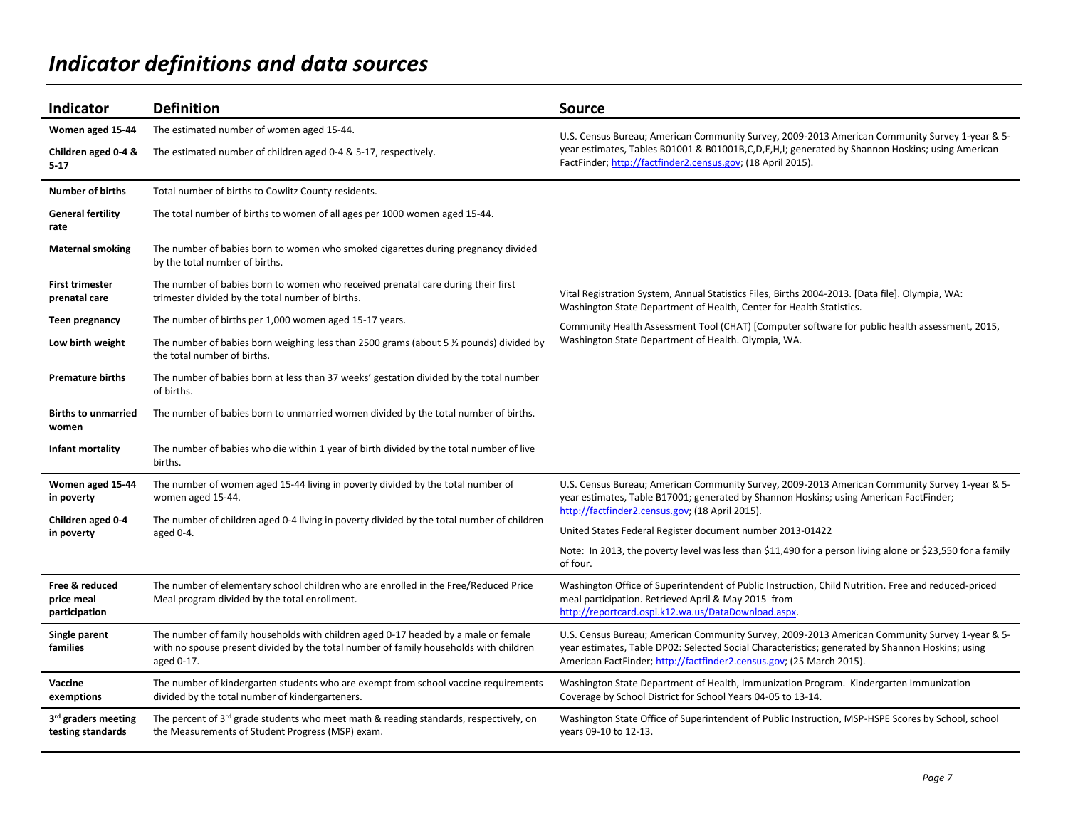# *Indicator definitions and data sources*

| Indicator | Definition | Source |
|---|---|---|
| **Women aged 15-44** | The estimated number of women aged 15-44. | U.S. Census Bureau; American Community Survey, 2009-2013 American Community Survey 1-year & 5-year estimates, Tables B01001 & B01001B,C,D,E,H,I; generated by Shannon Hoskins; using American FactFinder; http://factfinder2.census.gov; (18 April 2015). |
| **Children aged 0-4 & 5-17** | The estimated number of children aged 0-4 & 5-17, respectively. | |
| **Number of births** | Total number of births to Cowlitz County residents. | Vital Registration System, Annual Statistics Files, Births 2004-2013. [Data file]. Olympia, WA: Washington State Department of Health, Center for Health Statistics. Community Health Assessment Tool (CHAT) [Computer software for public health assessment, 2015, Washington State Department of Health. Olympia, WA. |
| **General fertility rate** | The total number of births to women of all ages per 1000 women aged 15-44. | |
| **Maternal smoking** | The number of babies born to women who smoked cigarettes during pregnancy divided by the total number of births. | |
| **First trimester prenatal care** | The number of babies born to women who received prenatal care during their first trimester divided by the total number of births. | |
| **Teen pregnancy** | The number of births per 1,000 women aged 15-17 years. | |
| **Low birth weight** | The number of babies born weighing less than 2500 grams (about 5 ½ pounds) divided by the total number of births. | |
| **Premature births** | The number of babies born at less than 37 weeks' gestation divided by the total number of births. | |
| **Births to unmarried women** | The number of babies born to unmarried women divided by the total number of births. | |
| **Infant mortality** | The number of babies who die within 1 year of birth divided by the total number of live births. | |
| **Women aged 15-44 in poverty** | The number of women aged 15-44 living in poverty divided by the total number of women aged 15-44. | U.S. Census Bureau; American Community Survey, 2009-2013 American Community Survey 1-year & 5-year estimates, Table B17001; generated by Shannon Hoskins; using American FactFinder; http://factfinder2.census.gov; (18 April 2015). United States Federal Register document number 2013-01422 Note: In 2013, the poverty level was less than $11,490 for a person living alone or $23,550 for a family of four. |
| **Children aged 0-4 in poverty** | The number of children aged 0-4 living in poverty divided by the total number of children aged 0-4. | |
| **Free & reduced price meal participation** | The number of elementary school children who are enrolled in the Free/Reduced Price Meal program divided by the total enrollment. | Washington Office of Superintendent of Public Instruction, Child Nutrition. Free and reduced-priced meal participation. Retrieved April & May 2015 from http://reportcard.ospi.k12.wa.us/DataDownload.aspx. |
| **Single parent families** | The number of family households with children aged 0-17 headed by a male or female with no spouse present divided by the total number of family households with children aged 0-17. | U.S. Census Bureau; American Community Survey, 2009-2013 American Community Survey 1-year & 5-year estimates, Table DP02: Selected Social Characteristics; generated by Shannon Hoskins; using American FactFinder; http://factfinder2.census.gov; (25 March 2015). |
| **Vaccine exemptions** | The number of kindergarten students who are exempt from school vaccine requirements divided by the total number of kindergarteners. | Washington State Department of Health, Immunization Program. Kindergarten Immunization Coverage by School District for School Years 04-05 to 13-14. |
| **3rd graders meeting testing standards** | The percent of 3rd grade students who meet math & reading standards, respectively, on the Measurements of Student Progress (MSP) exam. | Washington State Office of Superintendent of Public Instruction, MSP-HSPE Scores by School, school years 09-10 to 12-13. |